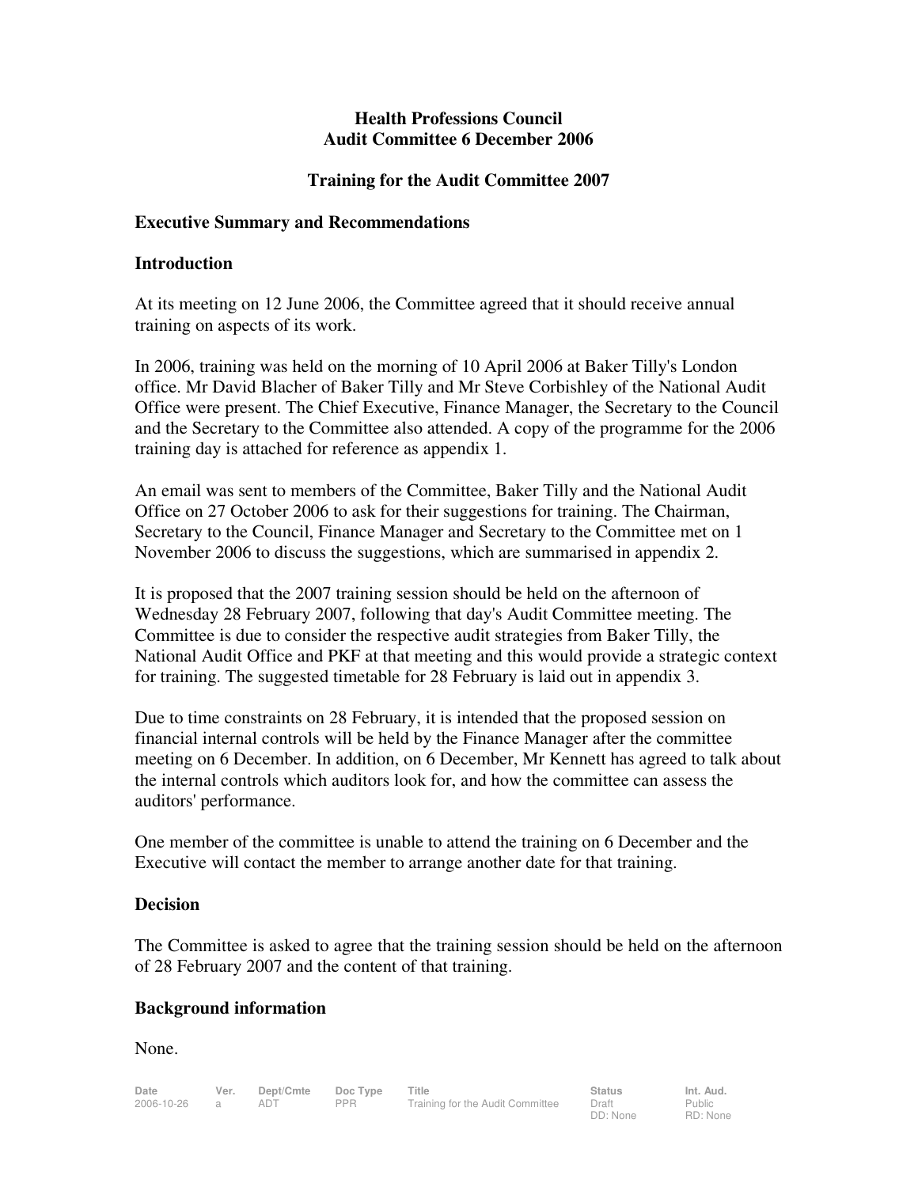**Health Professions Council**
**Audit Committee 6 December 2006**

**Training for the Audit Committee 2007**

## Executive Summary and Recommendations

### Introduction

At its meeting on 12 June 2006, the Committee agreed that it should receive annual training on aspects of its work.

In 2006, training was held on the morning of 10 April 2006 at Baker Tilly's London office. Mr David Blacher of Baker Tilly and Mr Steve Corbishley of the National Audit Office were present. The Chief Executive, Finance Manager, the Secretary to the Council and the Secretary to the Committee also attended. A copy of the programme for the 2006 training day is attached for reference as appendix 1.

An email was sent to members of the Committee, Baker Tilly and the National Audit Office on 27 October 2006 to ask for their suggestions for training. The Chairman, Secretary to the Council, Finance Manager and Secretary to the Committee met on 1 November 2006 to discuss the suggestions, which are summarised in appendix 2.

It is proposed that the 2007 training session should be held on the afternoon of Wednesday 28 February 2007, following that day's Audit Committee meeting. The Committee is due to consider the respective audit strategies from Baker Tilly, the National Audit Office and PKF at that meeting and this would provide a strategic context for training. The suggested timetable for 28 February is laid out in appendix 3.

Due to time constraints on 28 February, it is intended that the proposed session on financial internal controls will be held by the Finance Manager after the committee meeting on 6 December. In addition, on 6 December, Mr Kennett has agreed to talk about the internal controls which auditors look for, and how the committee can assess the auditors' performance.

One member of the committee is unable to attend the training on 6 December and the Executive will contact the member to arrange another date for that training.

### Decision

The Committee is asked to agree that the training session should be held on the afternoon of 28 February 2007 and the content of that training.

### Background information

None.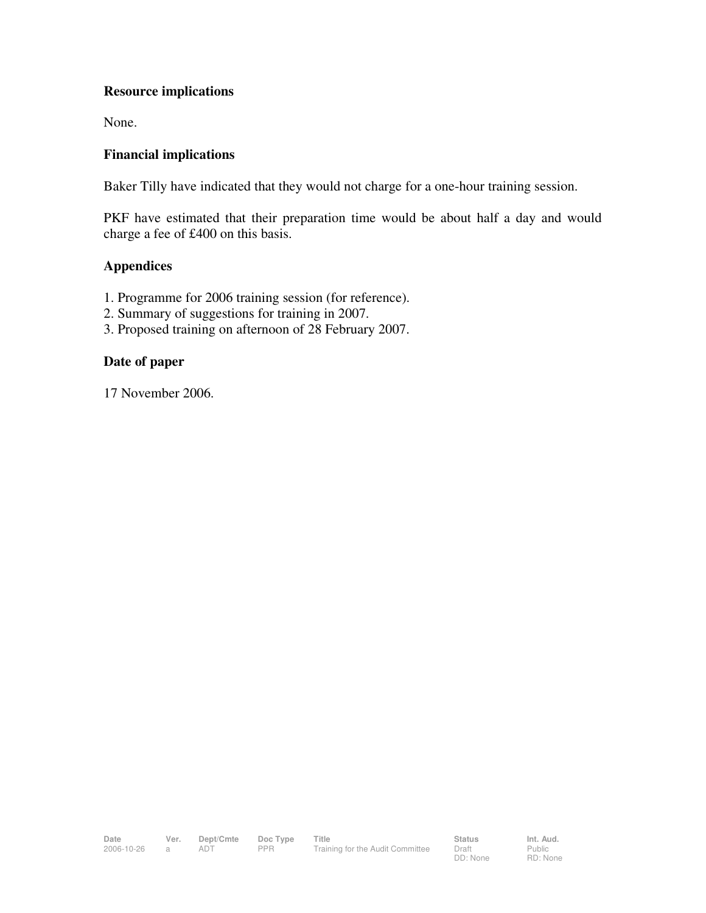### Resource implications

None.

### Financial implications

Baker Tilly have indicated that they would not charge for a one-hour training session.

PKF have estimated that their preparation time would be about half a day and would charge a fee of £400 on this basis.

### Appendices

1. Programme for 2006 training session (for reference).
2. Summary of suggestions for training in 2007.
3. Proposed training on afternoon of 28 February 2007.

### Date of paper

17 November 2006.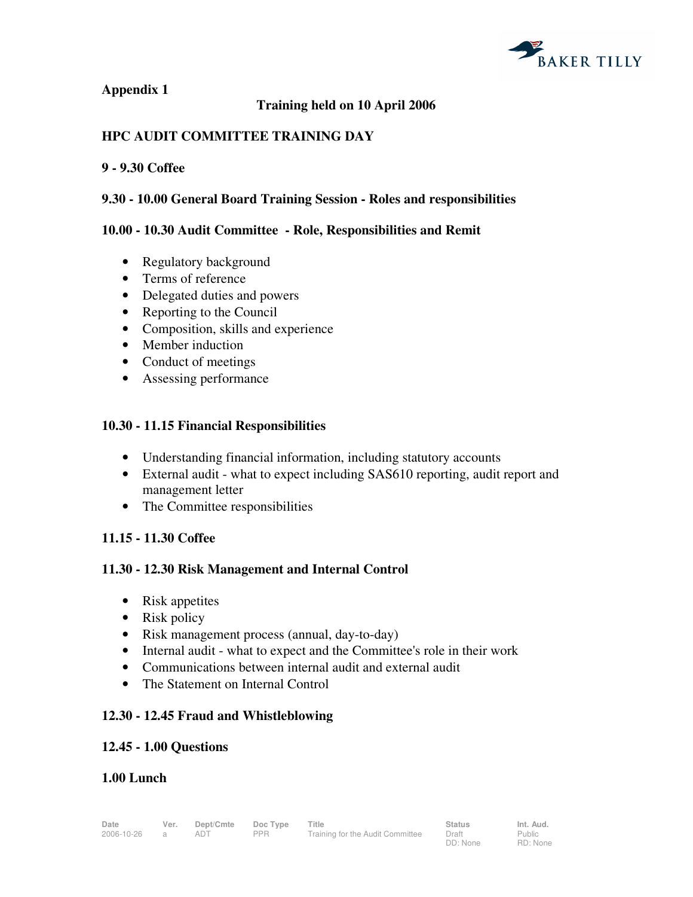**Appendix 1**

**Training held on 10 April 2006**

## HPC AUDIT COMMITTEE TRAINING DAY

**9 - 9.30 Coffee**

**9.30 - 10.00 General Board Training Session - Roles and responsibilities**

**10.00 - 10.30 Audit Committee - Role, Responsibilities and Remit**

- Regulatory background
- Terms of reference
- Delegated duties and powers
- Reporting to the Council
- Composition, skills and experience
- Member induction
- Conduct of meetings
- Assessing performance

**10.30 - 11.15 Financial Responsibilities**

- Understanding financial information, including statutory accounts
- External audit - what to expect including SAS610 reporting, audit report and management letter
- The Committee responsibilities

**11.15 - 11.30 Coffee**

**11.30 - 12.30 Risk Management and Internal Control**

- Risk appetites
- Risk policy
- Risk management process (annual, day-to-day)
- Internal audit - what to expect and the Committee's role in their work
- Communications between internal audit and external audit
- The Statement on Internal Control

**12.30 - 12.45 Fraud and Whistleblowing**

**12.45 - 1.00 Questions**

**1.00 Lunch**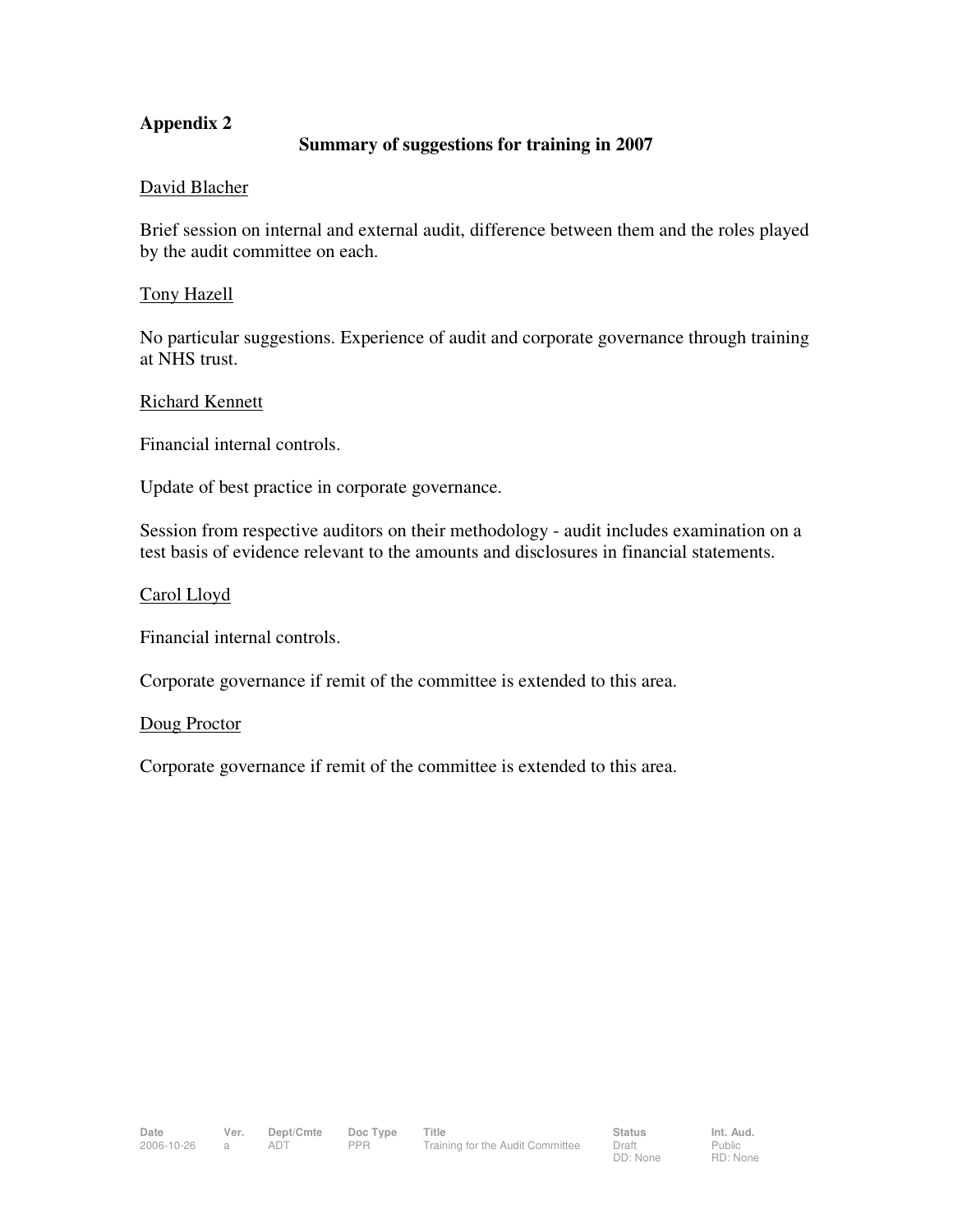## Appendix 2

### Summary of suggestions for training in 2007

<u>David Blacher</u>

Brief session on internal and external audit, difference between them and the roles played by the audit committee on each.

<u>Tony Hazell</u>

No particular suggestions. Experience of audit and corporate governance through training at NHS trust.

<u>Richard Kennett</u>

Financial internal controls.

Update of best practice in corporate governance.

Session from respective auditors on their methodology - audit includes examination on a test basis of evidence relevant to the amounts and disclosures in financial statements.

<u>Carol Lloyd</u>

Financial internal controls.

Corporate governance if remit of the committee is extended to this area.

<u>Doug Proctor</u>

Corporate governance if remit of the committee is extended to this area.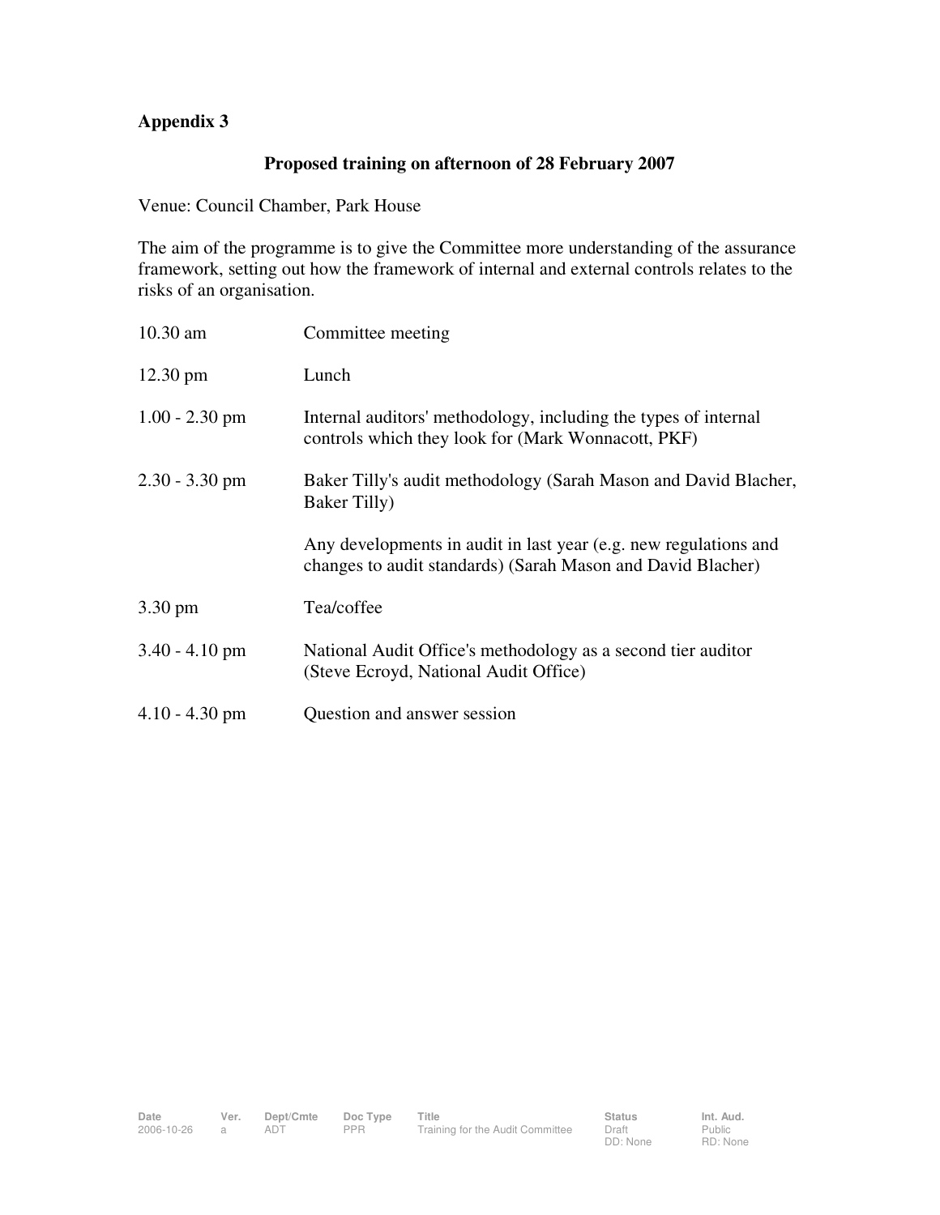**Appendix 3**

**Proposed training on afternoon of 28 February 2007**

Venue: Council Chamber, Park House

The aim of the programme is to give the Committee more understanding of the assurance framework, setting out how the framework of internal and external controls relates to the risks of an organisation.

| | |
|---|---|
| 10.30 am | Committee meeting |
| 12.30 pm | Lunch |
| 1.00 - 2.30 pm | Internal auditors' methodology, including the types of internal controls which they look for (Mark Wonnacott, PKF) |
| 2.30 - 3.30 pm | Baker Tilly's audit methodology (Sarah Mason and David Blacher, Baker Tilly)<br><br>Any developments in audit in last year (e.g. new regulations and changes to audit standards) (Sarah Mason and David Blacher) |
| 3.30 pm | Tea/coffee |
| 3.40 - 4.10 pm | National Audit Office's methodology as a second tier auditor (Steve Ecroyd, National Audit Office) |
| 4.10 - 4.30 pm | Question and answer session |